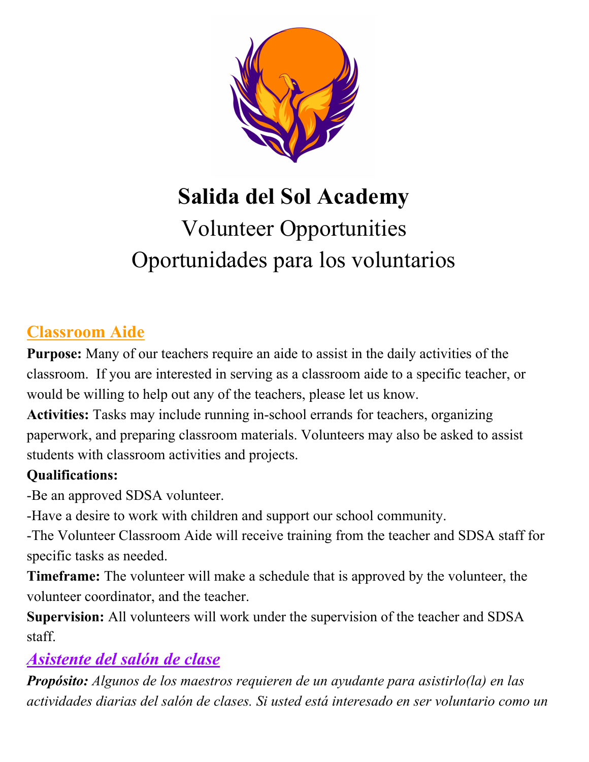# Salida del Sol Academy

## Volunteer Opportunities
## Oportunidades para los voluntarios

### Classroom Aide

**Purpose:** Many of our teachers require an aide to assist in the daily activities of the classroom. If you are interested in serving as a classroom aide to a specific teacher, or would be willing to help out any of the teachers, please let us know.

**Activities:** Tasks may include running in-school errands for teachers, organizing paperwork, and preparing classroom materials. Volunteers may also be asked to assist students with classroom activities and projects.

**Qualifications:**

-Be an approved SDSA volunteer.

-Have a desire to work with children and support our school community.

-The Volunteer Classroom Aide will receive training from the teacher and SDSA staff for specific tasks as needed.

**Timeframe:** The volunteer will make a schedule that is approved by the volunteer, the volunteer coordinator, and the teacher.

**Supervision:** All volunteers will work under the supervision of the teacher and SDSA staff.

### *Asistente del salón de clase*

***Propósito:*** *Algunos de los maestros requieren de un ayudante para asistirlo(la) en las actividades diarias del salón de clases. Si usted está interesado en ser voluntario como un*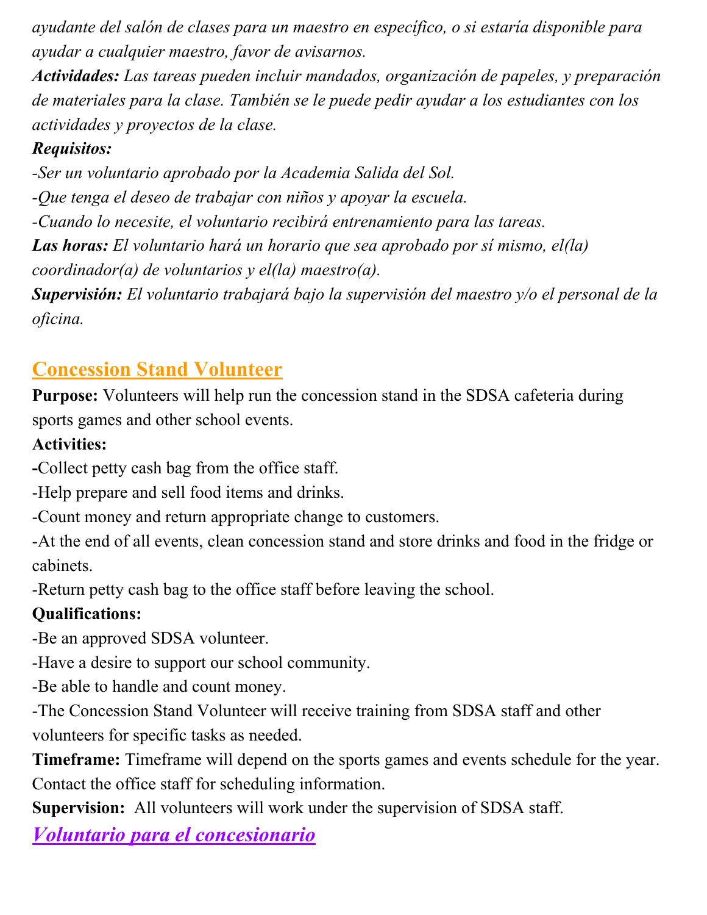*ayudante del salón de clases para un maestro en específico, o si estaría disponible para ayudar a cualquier maestro, favor de avisarnos.*

***Actividades:*** *Las tareas pueden incluir mandados, organización de papeles, y preparación de materiales para la clase. También se le puede pedir ayudar a los estudiantes con los actividades y proyectos de la clase.*

***Requisitos:***

*-Ser un voluntario aprobado por la Academia Salida del Sol.*

*-Que tenga el deseo de trabajar con niños y apoyar la escuela.*

*-Cuando lo necesite, el voluntario recibirá entrenamiento para las tareas.*

***Las horas:*** *El voluntario hará un horario que sea aprobado por sí mismo, el(la) coordinador(a) de voluntarios y el(la) maestro(a).*

***Supervisión:*** *El voluntario trabajará bajo la supervisión del maestro y/o el personal de la oficina.*

## Concession Stand Volunteer

**Purpose:** Volunteers will help run the concession stand in the SDSA cafeteria during sports games and other school events.

**Activities:**

-Collect petty cash bag from the office staff.

-Help prepare and sell food items and drinks.

-Count money and return appropriate change to customers.

-At the end of all events, clean concession stand and store drinks and food in the fridge or cabinets.

-Return petty cash bag to the office staff before leaving the school.

**Qualifications:**

-Be an approved SDSA volunteer.

-Have a desire to support our school community.

-Be able to handle and count money.

-The Concession Stand Volunteer will receive training from SDSA staff and other volunteers for specific tasks as needed.

**Timeframe:** Timeframe will depend on the sports games and events schedule for the year. Contact the office staff for scheduling information.

**Supervision:** All volunteers will work under the supervision of SDSA staff.

## *Voluntario para el concesionario*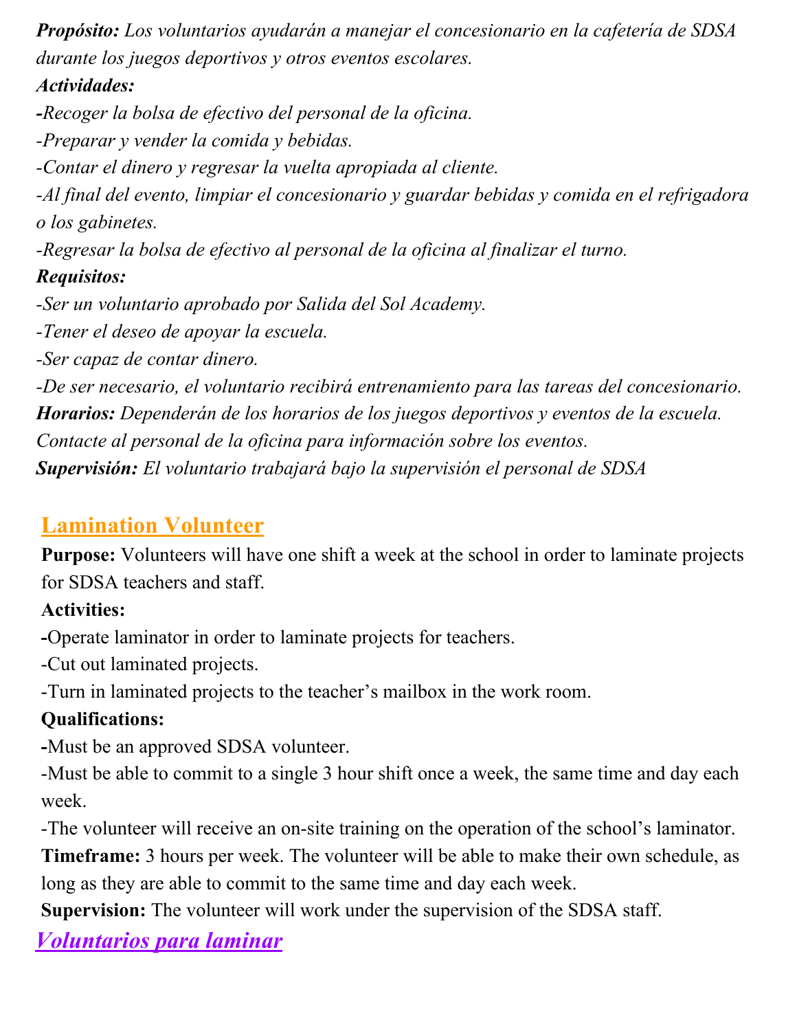***Propósito:*** *Los voluntarios ayudarán a manejar el concesionario en la cafetería de SDSA durante los juegos deportivos y otros eventos escolares.*

***Actividades:***

*-Recoger la bolsa de efectivo del personal de la oficina.*

*-Preparar y vender la comida y bebidas.*

*-Contar el dinero y regresar la vuelta apropiada al cliente.*

*-Al final del evento, limpiar el concesionario y guardar bebidas y comida en el refrigadora o los gabinetes.*

*-Regresar la bolsa de efectivo al personal de la oficina al finalizar el turno.*

***Requisitos:***

*-Ser un voluntario aprobado por Salida del Sol Academy.*

*-Tener el deseo de apoyar la escuela.*

*-Ser capaz de contar dinero.*

*-De ser necesario, el voluntario recibirá entrenamiento para las tareas del concesionario.*

***Horarios:*** *Dependerán de los horarios de los juegos deportivos y eventos de la escuela. Contacte al personal de la oficina para información sobre los eventos.*

***Supervisión:*** *El voluntario trabajará bajo la supervisión el personal de SDSA*

## Lamination Volunteer

**Purpose:** Volunteers will have one shift a week at the school in order to laminate projects for SDSA teachers and staff.

**Activities:**

-Operate laminator in order to laminate projects for teachers.

-Cut out laminated projects.

-Turn in laminated projects to the teacher's mailbox in the work room.

**Qualifications:**

-Must be an approved SDSA volunteer.

-Must be able to commit to a single 3 hour shift once a week, the same time and day each week.

-The volunteer will receive an on-site training on the operation of the school's laminator.

**Timeframe:** 3 hours per week. The volunteer will be able to make their own schedule, as long as they are able to commit to the same time and day each week.

**Supervision:** The volunteer will work under the supervision of the SDSA staff.

## *Voluntarios para laminar*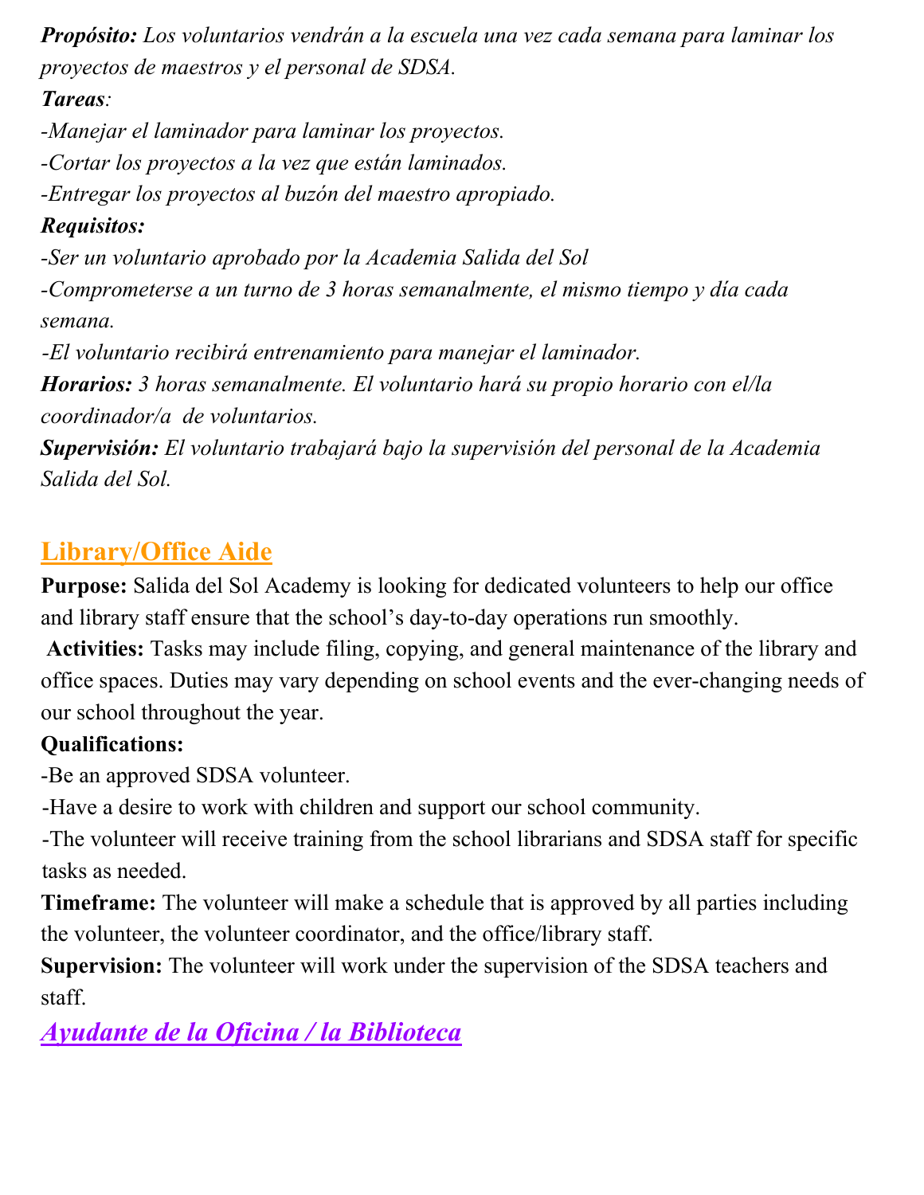***Propósito:*** *Los voluntarios vendrán a la escuela una vez cada semana para laminar los proyectos de maestros y el personal de SDSA.*

***Tareas****:*

*-Manejar el laminador para laminar los proyectos.*

*-Cortar los proyectos a la vez que están laminados.*

*-Entregar los proyectos al buzón del maestro apropiado.*

***Requisitos:***

*-Ser un voluntario aprobado por la Academia Salida del Sol*

*-Comprometerse a un turno de 3 horas semanalmente, el mismo tiempo y día cada semana.*

*-El voluntario recibirá entrenamiento para manejar el laminador.*

***Horarios:*** *3 horas semanalmente. El voluntario hará su propio horario con el/la coordinador/a de voluntarios.*

***Supervisión:*** *El voluntario trabajará bajo la supervisión del personal de la Academia Salida del Sol.*

## Library/Office Aide

**Purpose:** Salida del Sol Academy is looking for dedicated volunteers to help our office and library staff ensure that the school's day-to-day operations run smoothly.

**Activities:** Tasks may include filing, copying, and general maintenance of the library and office spaces. Duties may vary depending on school events and the ever-changing needs of our school throughout the year.

**Qualifications:**

-Be an approved SDSA volunteer.

-Have a desire to work with children and support our school community.

-The volunteer will receive training from the school librarians and SDSA staff for specific tasks as needed.

**Timeframe:** The volunteer will make a schedule that is approved by all parties including the volunteer, the volunteer coordinator, and the office/library staff.

**Supervision:** The volunteer will work under the supervision of the SDSA teachers and staff.

## *Ayudante de la Oficina / la Biblioteca*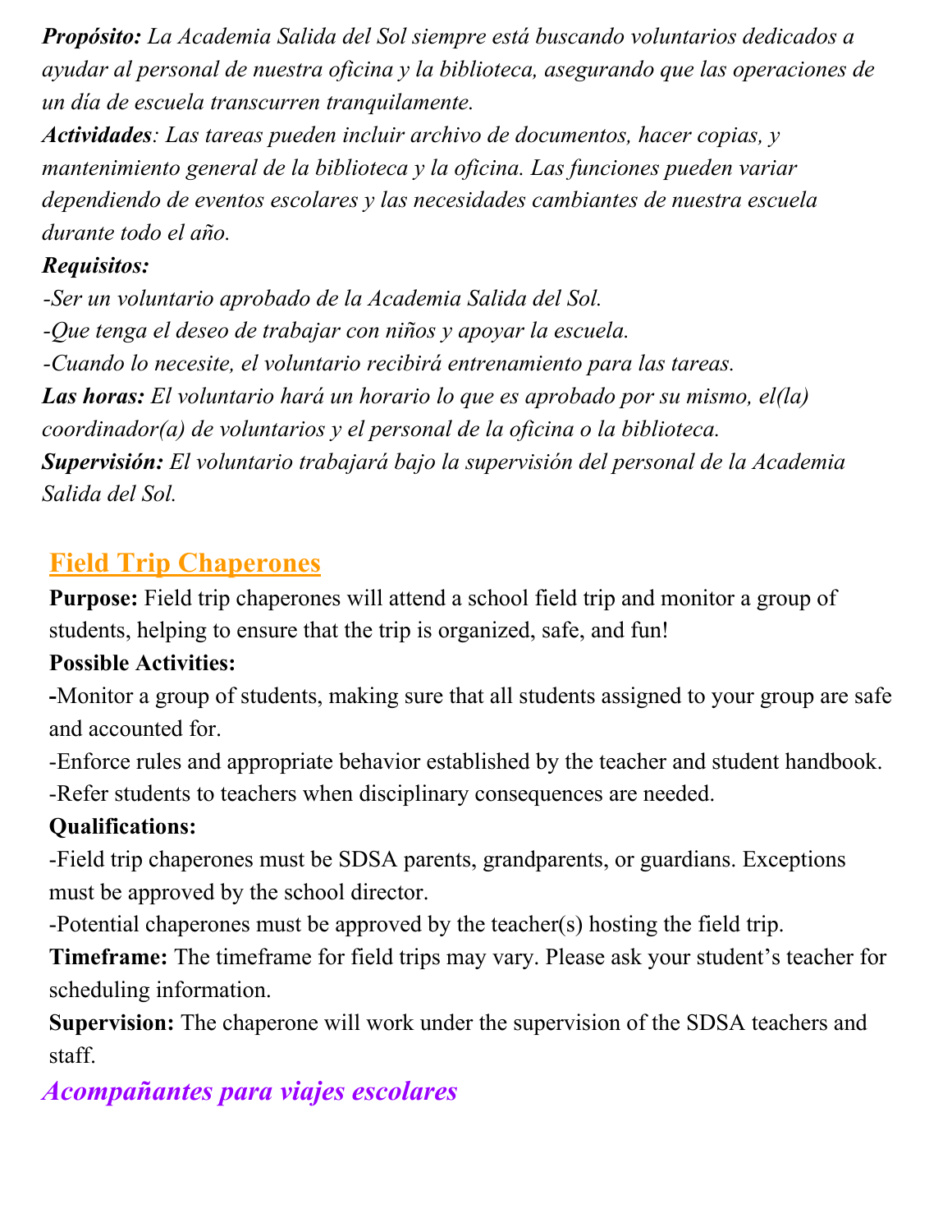***Propósito:*** *La Academia Salida del Sol siempre está buscando voluntarios dedicados a ayudar al personal de nuestra oficina y la biblioteca, asegurando que las operaciones de un día de escuela transcurren tranquilamente.*

***Actividades****: Las tareas pueden incluir archivo de documentos, hacer copias, y mantenimiento general de la biblioteca y la oficina. Las funciones pueden variar dependiendo de eventos escolares y las necesidades cambiantes de nuestra escuela durante todo el año.*

***Requisitos:***

*-Ser un voluntario aprobado de la Academia Salida del Sol.*

*-Que tenga el deseo de trabajar con niños y apoyar la escuela.*

*-Cuando lo necesite, el voluntario recibirá entrenamiento para las tareas.*

***Las horas:*** *El voluntario hará un horario lo que es aprobado por su mismo, el(la) coordinador(a) de voluntarios y el personal de la oficina o la biblioteca.*

***Supervisión:*** *El voluntario trabajará bajo la supervisión del personal de la Academia Salida del Sol.*

## Field Trip Chaperones

**Purpose:** Field trip chaperones will attend a school field trip and monitor a group of students, helping to ensure that the trip is organized, safe, and fun!

**Possible Activities:**

-Monitor a group of students, making sure that all students assigned to your group are safe and accounted for.

-Enforce rules and appropriate behavior established by the teacher and student handbook.

-Refer students to teachers when disciplinary consequences are needed.

**Qualifications:**

-Field trip chaperones must be SDSA parents, grandparents, or guardians. Exceptions must be approved by the school director.

-Potential chaperones must be approved by the teacher(s) hosting the field trip.

**Timeframe:** The timeframe for field trips may vary. Please ask your student's teacher for scheduling information.

**Supervision:** The chaperone will work under the supervision of the SDSA teachers and staff.

## *Acompañantes para viajes escolares*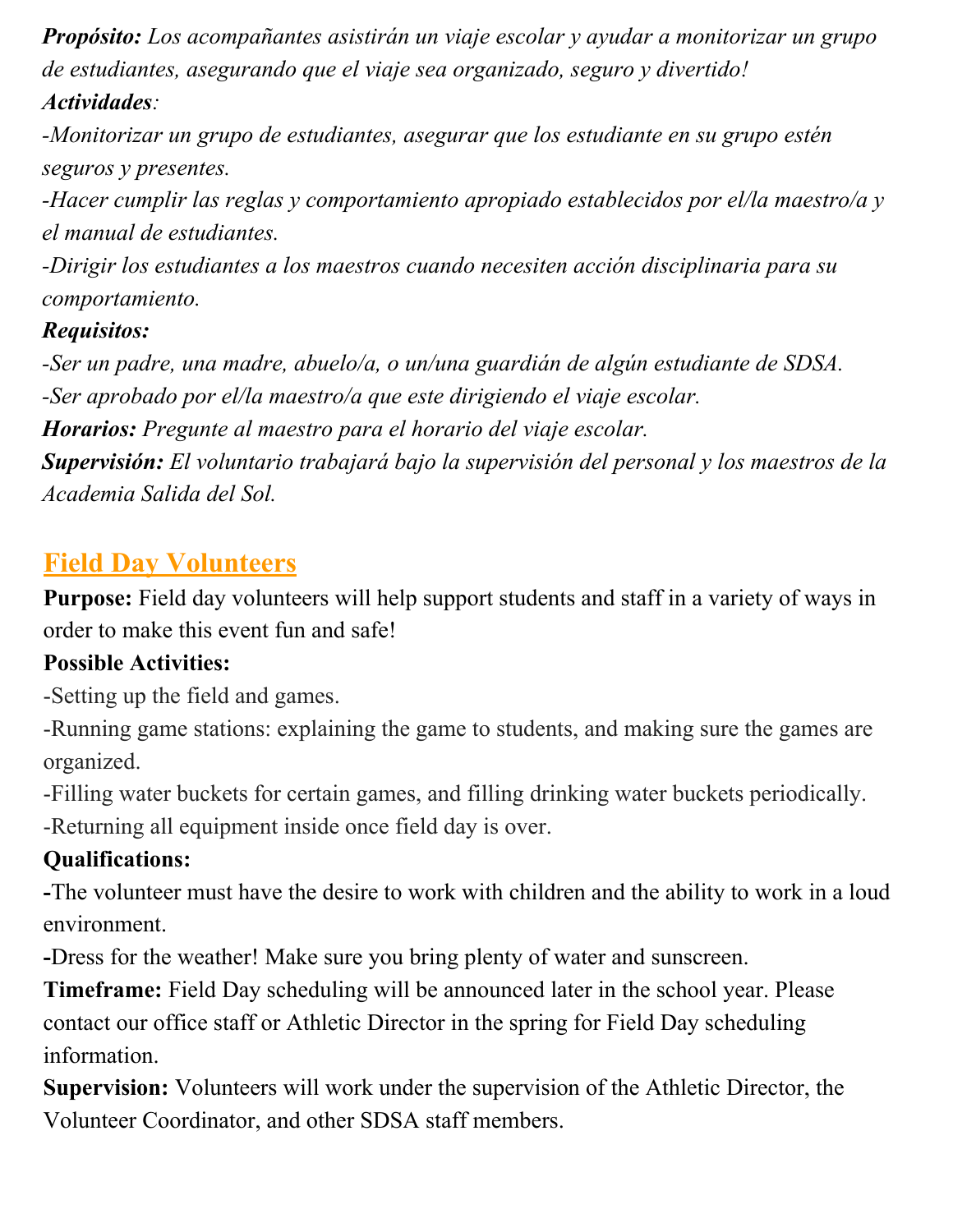***Propósito:*** *Los acompañantes asistirán un viaje escolar y ayudar a monitorizar un grupo de estudiantes, asegurando que el viaje sea organizado, seguro y divertido!*

***Actividades****:*

*-Monitorizar un grupo de estudiantes, asegurar que los estudiante en su grupo estén seguros y presentes.*

*-Hacer cumplir las reglas y comportamiento apropiado establecidos por el/la maestro/a y el manual de estudiantes.*

*-Dirigir los estudiantes a los maestros cuando necesiten acción disciplinaria para su comportamiento.*

***Requisitos:***

*-Ser un padre, una madre, abuelo/a, o un/una guardián de algún estudiante de SDSA.*

*-Ser aprobado por el/la maestro/a que este dirigiendo el viaje escolar.*

***Horarios:*** *Pregunte al maestro para el horario del viaje escolar.*

***Supervisión:*** *El voluntario trabajará bajo la supervisión del personal y los maestros de la Academia Salida del Sol.*

## Field Day Volunteers

**Purpose:** Field day volunteers will help support students and staff in a variety of ways in order to make this event fun and safe!

**Possible Activities:**

-Setting up the field and games.

-Running game stations: explaining the game to students, and making sure the games are organized.

-Filling water buckets for certain games, and filling drinking water buckets periodically.

-Returning all equipment inside once field day is over.

**Qualifications:**

**-**The volunteer must have the desire to work with children and the ability to work in a loud environment.

**-**Dress for the weather! Make sure you bring plenty of water and sunscreen.

**Timeframe:** Field Day scheduling will be announced later in the school year. Please contact our office staff or Athletic Director in the spring for Field Day scheduling information.

**Supervision:** Volunteers will work under the supervision of the Athletic Director, the Volunteer Coordinator, and other SDSA staff members.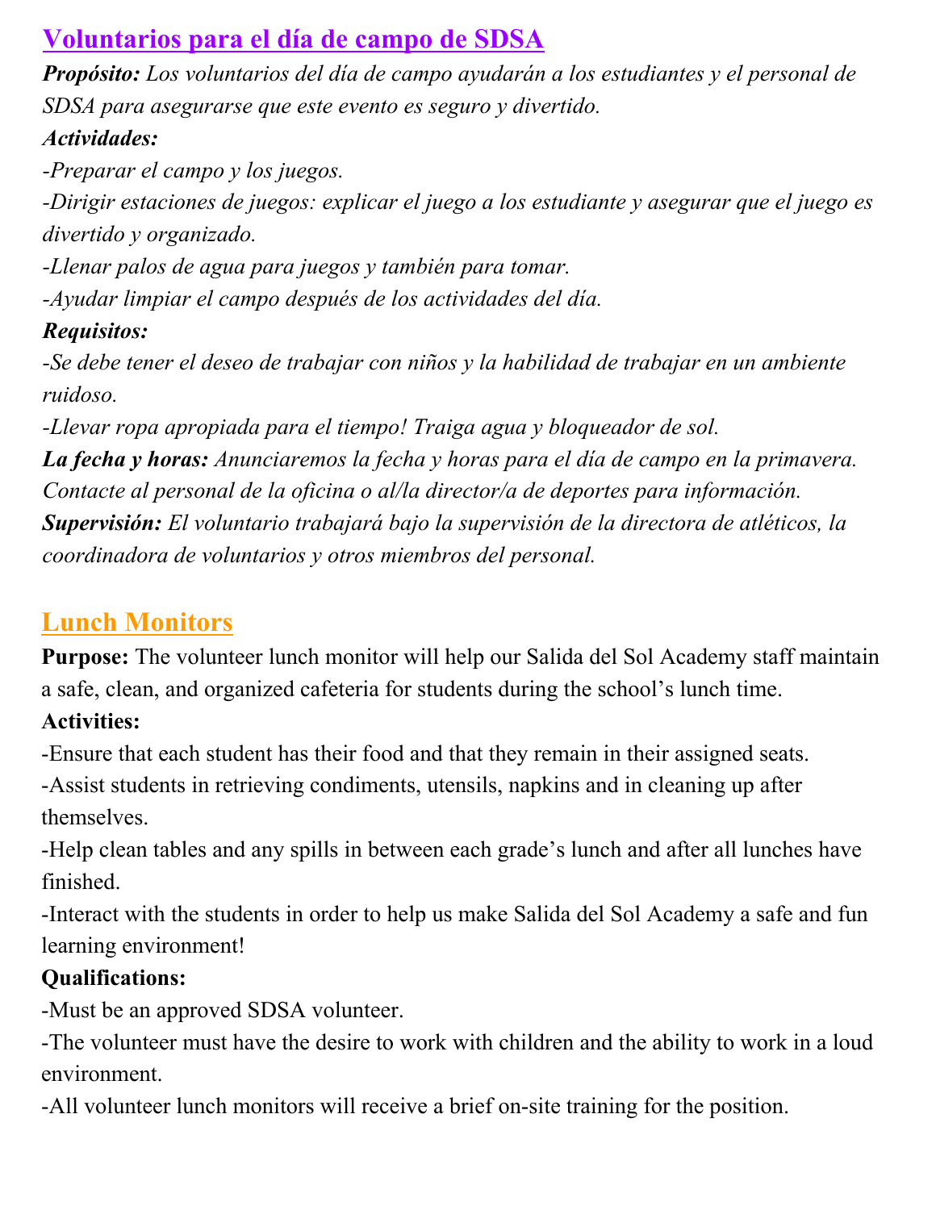## Voluntarios para el día de campo de SDSA

***Propósito:*** *Los voluntarios del día de campo ayudarán a los estudiantes y el personal de SDSA para asegurarse que este evento es seguro y divertido.*

***Actividades:***

*-Preparar el campo y los juegos.*

*-Dirigir estaciones de juegos: explicar el juego a los estudiante y asegurar que el juego es divertido y organizado.*

*-Llenar palos de agua para juegos y también para tomar.*

*-Ayudar limpiar el campo después de los actividades del día.*

***Requisitos:***

*-Se debe tener el deseo de trabajar con niños y la habilidad de trabajar en un ambiente ruidoso.*

*-Llevar ropa apropiada para el tiempo! Traiga agua y bloqueador de sol.*

***La fecha y horas:*** *Anunciaremos la fecha y horas para el día de campo en la primavera. Contacte al personal de la oficina o al/la director/a de deportes para información.*

***Supervisión:*** *El voluntario trabajará bajo la supervisión de la directora de atléticos, la coordinadora de voluntarios y otros miembros del personal.*

## Lunch Monitors

**Purpose:** The volunteer lunch monitor will help our Salida del Sol Academy staff maintain a safe, clean, and organized cafeteria for students during the school's lunch time.

**Activities:**

-Ensure that each student has their food and that they remain in their assigned seats.

-Assist students in retrieving condiments, utensils, napkins and in cleaning up after themselves.

-Help clean tables and any spills in between each grade's lunch and after all lunches have finished.

-Interact with the students in order to help us make Salida del Sol Academy a safe and fun learning environment!

**Qualifications:**

-Must be an approved SDSA volunteer.

-The volunteer must have the desire to work with children and the ability to work in a loud environment.

-All volunteer lunch monitors will receive a brief on-site training for the position.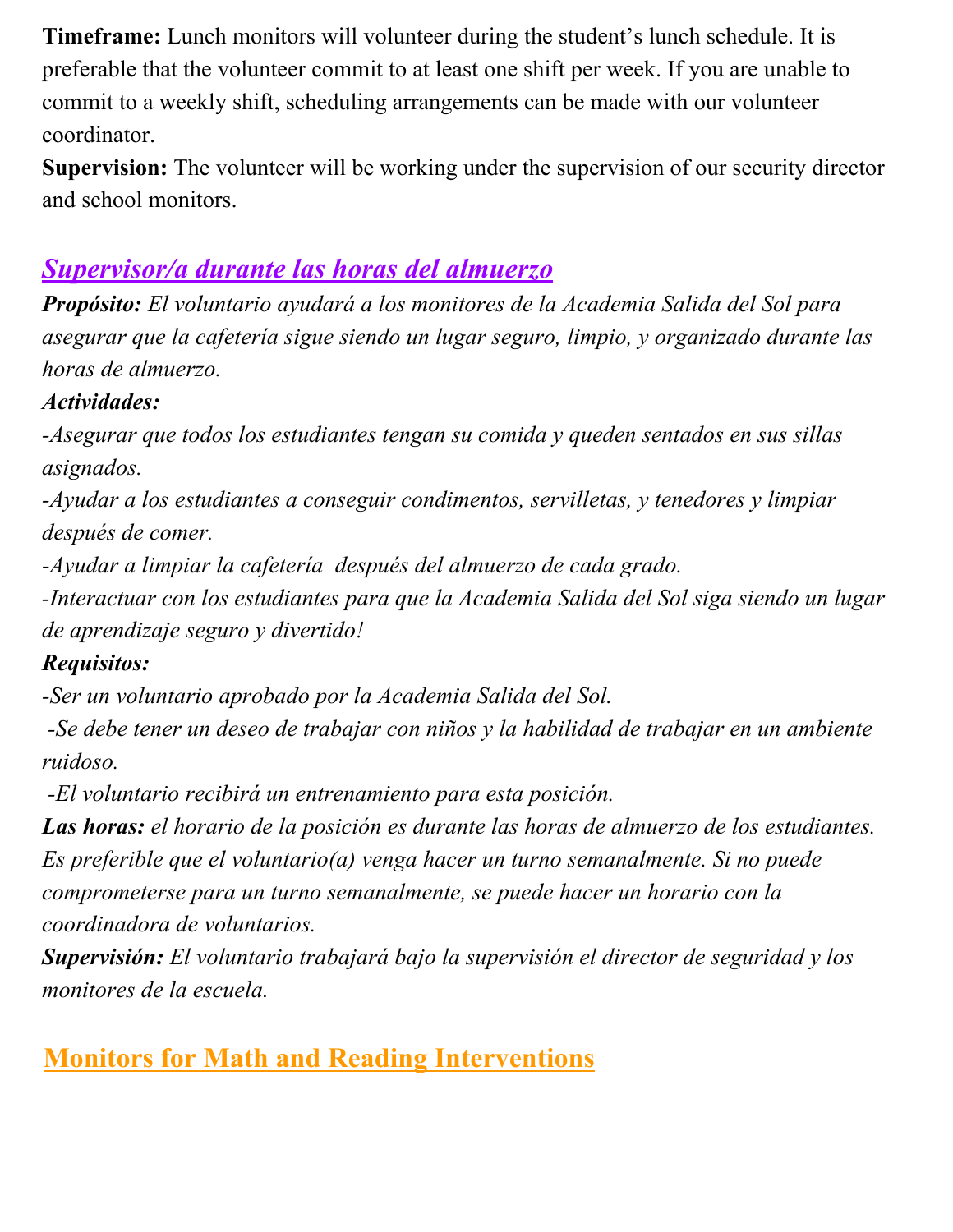**Timeframe:** Lunch monitors will volunteer during the student's lunch schedule. It is preferable that the volunteer commit to at least one shift per week. If you are unable to commit to a weekly shift, scheduling arrangements can be made with our volunteer coordinator.

**Supervision:** The volunteer will be working under the supervision of our security director and school monitors.

## *Supervisor/a durante las horas del almuerzo*

***Propósito:*** *El voluntario ayudará a los monitores de la Academia Salida del Sol para asegurar que la cafetería sigue siendo un lugar seguro, limpio, y organizado durante las horas de almuerzo.*

***Actividades:***

*-Asegurar que todos los estudiantes tengan su comida y queden sentados en sus sillas asignados.*

*-Ayudar a los estudiantes a conseguir condimentos, servilletas, y tenedores y limpiar después de comer.*

*-Ayudar a limpiar la cafetería después del almuerzo de cada grado.*

*-Interactuar con los estudiantes para que la Academia Salida del Sol siga siendo un lugar de aprendizaje seguro y divertido!*

***Requisitos:***

*-Ser un voluntario aprobado por la Academia Salida del Sol.*

*-Se debe tener un deseo de trabajar con niños y la habilidad de trabajar en un ambiente ruidoso.*

*-El voluntario recibirá un entrenamiento para esta posición.*

***Las horas:*** *el horario de la posición es durante las horas de almuerzo de los estudiantes. Es preferible que el voluntario(a) venga hacer un turno semanalmente. Si no puede comprometerse para un turno semanalmente, se puede hacer un horario con la coordinadora de voluntarios.*

***Supervisión:*** *El voluntario trabajará bajo la supervisión el director de seguridad y los monitores de la escuela.*

## Monitors for Math and Reading Interventions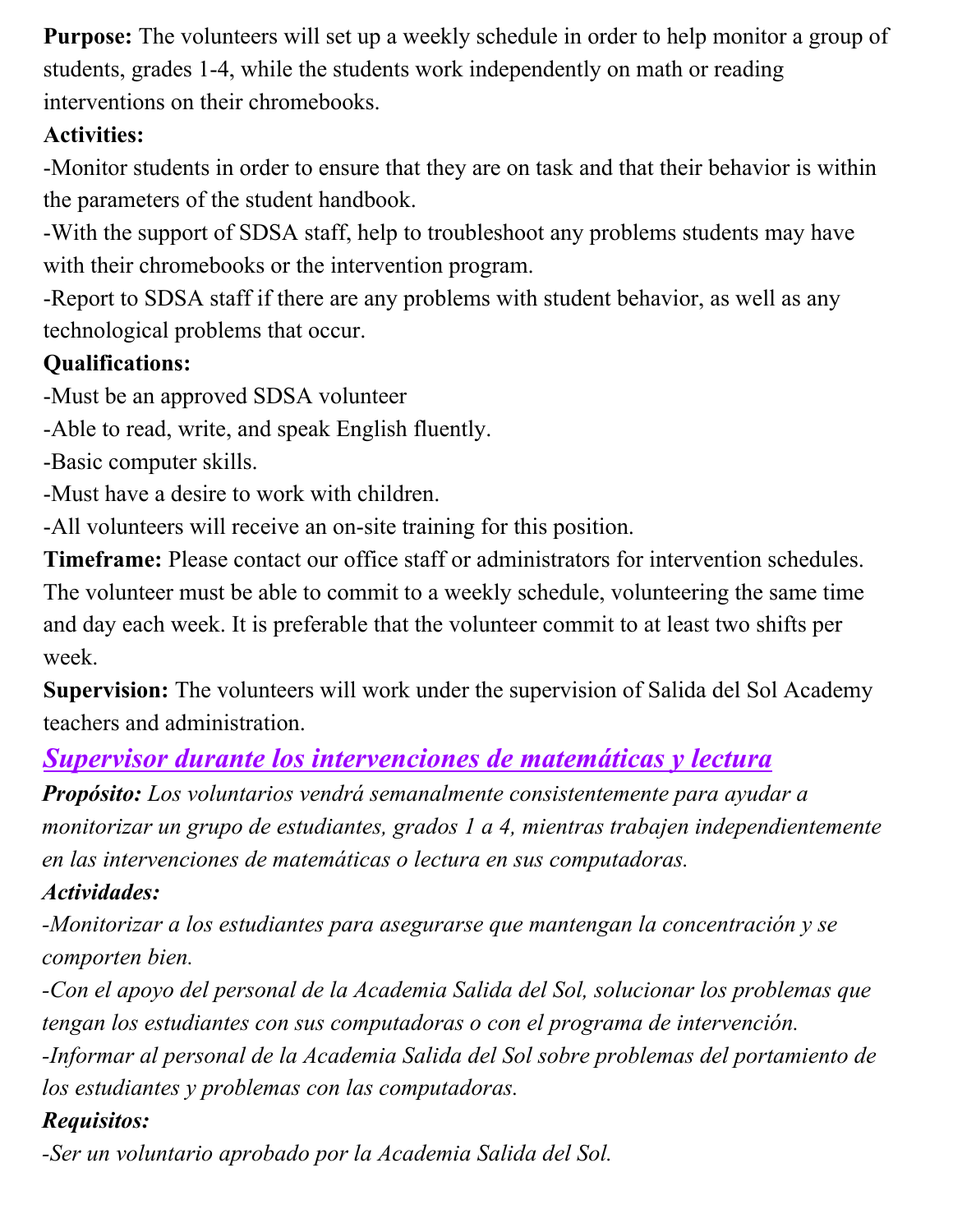**Purpose:** The volunteers will set up a weekly schedule in order to help monitor a group of students, grades 1-4, while the students work independently on math or reading interventions on their chromebooks.

**Activities:**

-Monitor students in order to ensure that they are on task and that their behavior is within the parameters of the student handbook.

-With the support of SDSA staff, help to troubleshoot any problems students may have with their chromebooks or the intervention program.

-Report to SDSA staff if there are any problems with student behavior, as well as any technological problems that occur.

**Qualifications:**

-Must be an approved SDSA volunteer

-Able to read, write, and speak English fluently.

-Basic computer skills.

-Must have a desire to work with children.

-All volunteers will receive an on-site training for this position.

**Timeframe:** Please contact our office staff or administrators for intervention schedules. The volunteer must be able to commit to a weekly schedule, volunteering the same time and day each week. It is preferable that the volunteer commit to at least two shifts per week.

**Supervision:** The volunteers will work under the supervision of Salida del Sol Academy teachers and administration.

## ***Supervisor durante los intervenciones de matemáticas y lectura***

***Propósito:*** *Los voluntarios vendrá semanalmente consistentemente para ayudar a monitorizar un grupo de estudiantes, grados 1 a 4, mientras trabajen independientemente en las intervenciones de matemáticas o lectura en sus computadoras.*

***Actividades:***

*-Monitorizar a los estudiantes para asegurarse que mantengan la concentración y se comporten bien.*

*-Con el apoyo del personal de la Academia Salida del Sol, solucionar los problemas que tengan los estudiantes con sus computadoras o con el programa de intervención.*

*-Informar al personal de la Academia Salida del Sol sobre problemas del portamiento de los estudiantes y problemas con las computadoras.*

***Requisitos:***

*-Ser un voluntario aprobado por la Academia Salida del Sol.*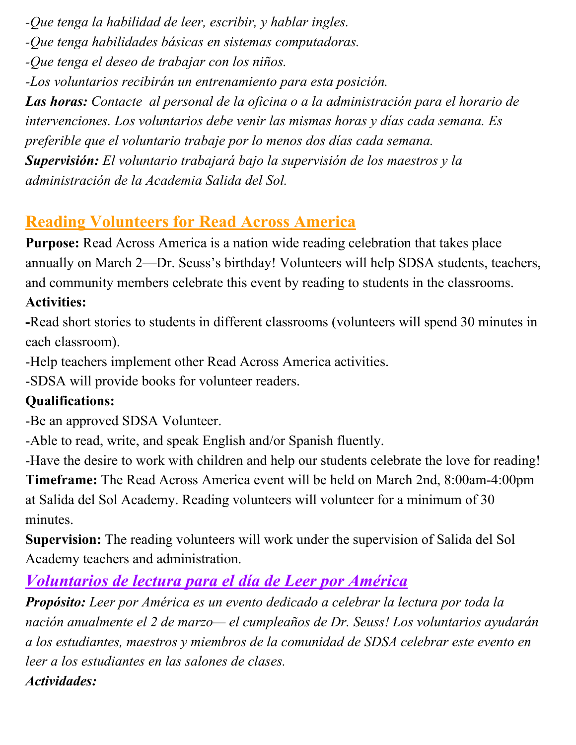*-Que tenga la habilidad de leer, escribir, y hablar ingles.*
*-Que tenga habilidades básicas en sistemas computadoras.*
*-Que tenga el deseo de trabajar con los niños.*
*-Los voluntarios recibirán un entrenamiento para esta posición.*
***Las horas:*** *Contacte al personal de la oficina o a la administración para el horario de intervenciones. Los voluntarios debe venir las mismas horas y días cada semana. Es preferible que el voluntario trabaje por lo menos dos días cada semana.*
***Supervisión:*** *El voluntario trabajará bajo la supervisión de los maestros y la administración de la Academia Salida del Sol.*

## Reading Volunteers for Read Across America

**Purpose:** Read Across America is a nation wide reading celebration that takes place annually on March 2—Dr. Seuss's birthday! Volunteers will help SDSA students, teachers, and community members celebrate this event by reading to students in the classrooms.

**Activities:**
-Read short stories to students in different classrooms (volunteers will spend 30 minutes in each classroom).
-Help teachers implement other Read Across America activities.
-SDSA will provide books for volunteer readers.

**Qualifications:**
-Be an approved SDSA Volunteer.
-Able to read, write, and speak English and/or Spanish fluently.
-Have the desire to work with children and help our students celebrate the love for reading!

**Timeframe:** The Read Across America event will be held on March 2nd, 8:00am-4:00pm at Salida del Sol Academy. Reading volunteers will volunteer for a minimum of 30 minutes.

**Supervision:** The reading volunteers will work under the supervision of Salida del Sol Academy teachers and administration.

## *Voluntarios de lectura para el día de Leer por América*

***Propósito:*** *Leer por América es un evento dedicado a celebrar la lectura por toda la nación anualmente el 2 de marzo— el cumpleaños de Dr. Seuss! Los voluntarios ayudarán a los estudiantes, maestros y miembros de la comunidad de SDSA celebrar este evento en leer a los estudiantes en las salones de clases.*

***Actividades:***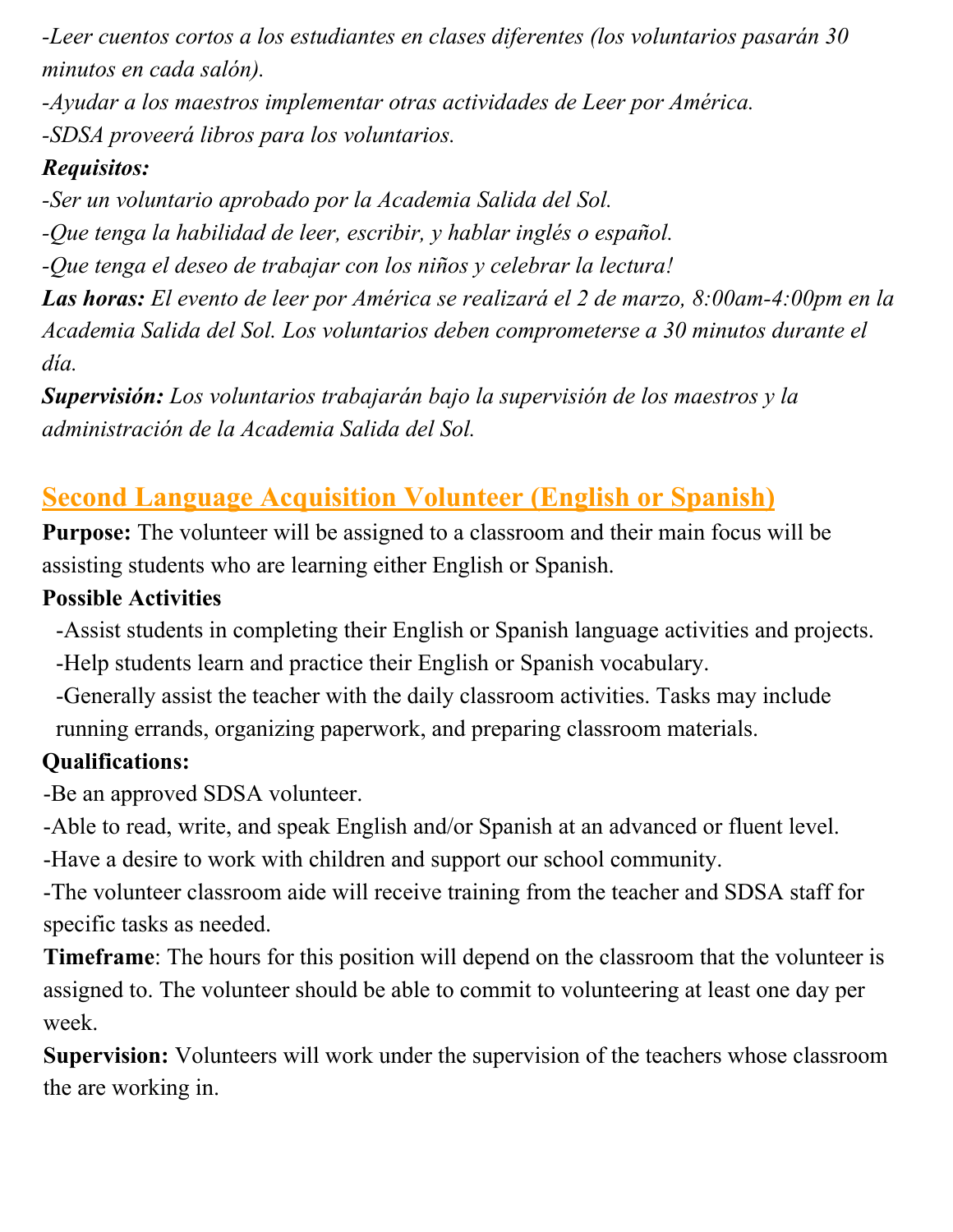*-Leer cuentos cortos a los estudiantes en clases diferentes (los voluntarios pasarán 30 minutos en cada salón).*

*-Ayudar a los maestros implementar otras actividades de Leer por América.*

*-SDSA proveerá libros para los voluntarios.*

***Requisitos:***

*-Ser un voluntario aprobado por la Academia Salida del Sol.*

*-Que tenga la habilidad de leer, escribir, y hablar inglés o español.*

*-Que tenga el deseo de trabajar con los niños y celebrar la lectura!*

***Las horas:*** *El evento de leer por América se realizará el 2 de marzo, 8:00am-4:00pm en la Academia Salida del Sol. Los voluntarios deben comprometerse a 30 minutos durante el día.*

***Supervisión:*** *Los voluntarios trabajarán bajo la supervisión de los maestros y la administración de la Academia Salida del Sol.*

## Second Language Acquisition Volunteer (English or Spanish)

**Purpose:** The volunteer will be assigned to a classroom and their main focus will be assisting students who are learning either English or Spanish.

**Possible Activities**

-Assist students in completing their English or Spanish language activities and projects.

-Help students learn and practice their English or Spanish vocabulary.

-Generally assist the teacher with the daily classroom activities. Tasks may include running errands, organizing paperwork, and preparing classroom materials.

**Qualifications:**

-Be an approved SDSA volunteer.

-Able to read, write, and speak English and/or Spanish at an advanced or fluent level.

-Have a desire to work with children and support our school community.

-The volunteer classroom aide will receive training from the teacher and SDSA staff for specific tasks as needed.

**Timeframe**: The hours for this position will depend on the classroom that the volunteer is assigned to. The volunteer should be able to commit to volunteering at least one day per week.

**Supervision:** Volunteers will work under the supervision of the teachers whose classroom the are working in.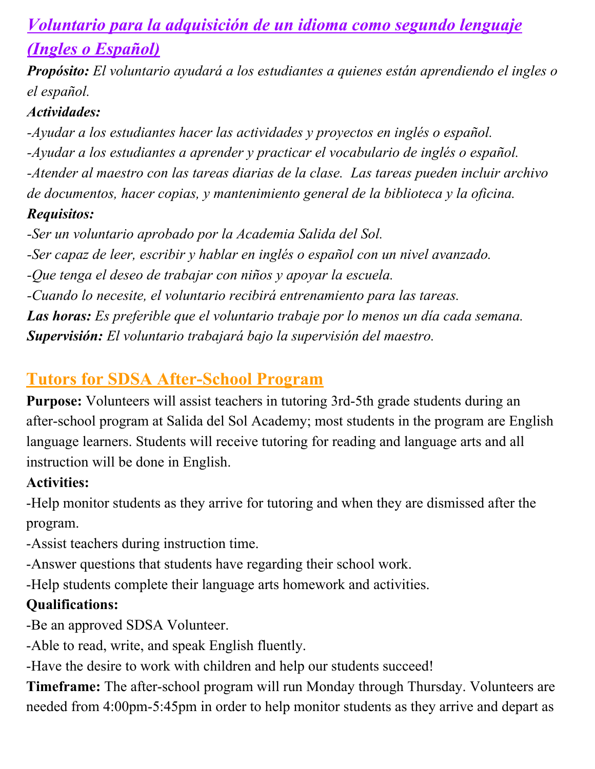## *Voluntario para la adquisición de un idioma como segundo lenguaje (Ingles o Español)*

***Propósito:*** *El voluntario ayudará a los estudiantes a quienes están aprendiendo el ingles o el español.*

***Actividades:***

*-Ayudar a los estudiantes hacer las actividades y proyectos en inglés o español.*

*-Ayudar a los estudiantes a aprender y practicar el vocabulario de inglés o español.*

*-Atender al maestro con las tareas diarias de la clase. Las tareas pueden incluir archivo de documentos, hacer copias, y mantenimiento general de la biblioteca y la oficina.*

***Requisitos:***

*-Ser un voluntario aprobado por la Academia Salida del Sol.*

*-Ser capaz de leer, escribir y hablar en inglés o español con un nivel avanzado.*

*-Que tenga el deseo de trabajar con niños y apoyar la escuela.*

*-Cuando lo necesite, el voluntario recibirá entrenamiento para las tareas.*

***Las horas:*** *Es preferible que el voluntario trabaje por lo menos un día cada semana.*

***Supervisión:*** *El voluntario trabajará bajo la supervisión del maestro.*

## Tutors for SDSA After-School Program

**Purpose:** Volunteers will assist teachers in tutoring 3rd-5th grade students during an after-school program at Salida del Sol Academy; most students in the program are English language learners. Students will receive tutoring for reading and language arts and all instruction will be done in English.

**Activities:**

-Help monitor students as they arrive for tutoring and when they are dismissed after the program.

-Assist teachers during instruction time.

-Answer questions that students have regarding their school work.

-Help students complete their language arts homework and activities.

**Qualifications:**

-Be an approved SDSA Volunteer.

-Able to read, write, and speak English fluently.

-Have the desire to work with children and help our students succeed!

**Timeframe:** The after-school program will run Monday through Thursday. Volunteers are needed from 4:00pm-5:45pm in order to help monitor students as they arrive and depart as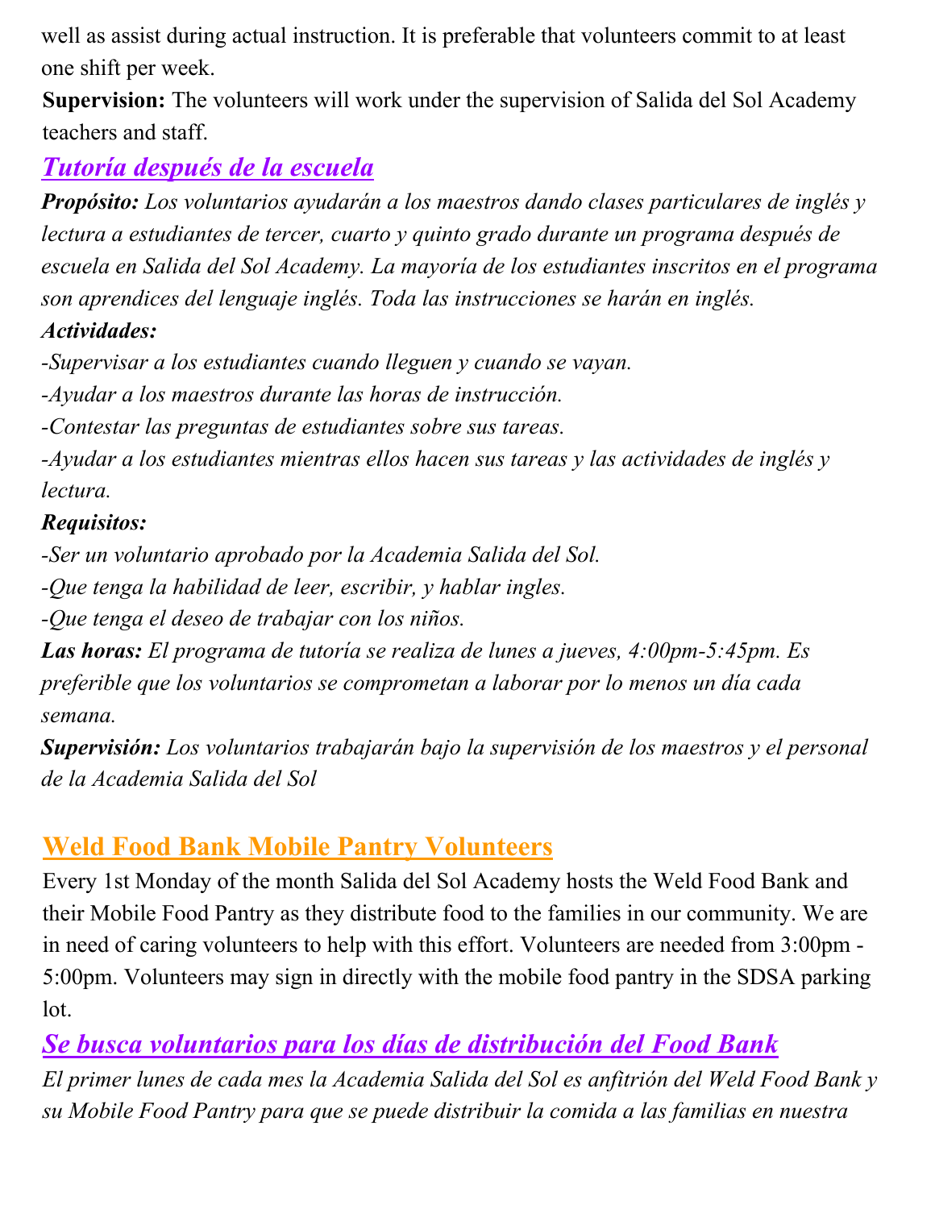well as assist during actual instruction. It is preferable that volunteers commit to at least one shift per week.

**Supervision:** The volunteers will work under the supervision of Salida del Sol Academy teachers and staff.

## *Tutoría después de la escuela*

***Propósito:*** *Los voluntarios ayudarán a los maestros dando clases particulares de inglés y lectura a estudiantes de tercer, cuarto y quinto grado durante un programa después de escuela en Salida del Sol Academy. La mayoría de los estudiantes inscritos en el programa son aprendices del lenguaje inglés. Toda las instrucciones se harán en inglés.*

***Actividades:***

*-Supervisar a los estudiantes cuando lleguen y cuando se vayan.*
*-Ayudar a los maestros durante las horas de instrucción.*
*-Contestar las preguntas de estudiantes sobre sus tareas.*
*-Ayudar a los estudiantes mientras ellos hacen sus tareas y las actividades de inglés y lectura.*

***Requisitos:***

*-Ser un voluntario aprobado por la Academia Salida del Sol.*
*-Que tenga la habilidad de leer, escribir, y hablar ingles.*
*-Que tenga el deseo de trabajar con los niños.*

***Las horas:*** *El programa de tutoría se realiza de lunes a jueves, 4:00pm-5:45pm. Es preferible que los voluntarios se comprometan a laborar por lo menos un día cada semana.*

***Supervisión:*** *Los voluntarios trabajarán bajo la supervisión de los maestros y el personal de la Academia Salida del Sol*

## Weld Food Bank Mobile Pantry Volunteers

Every 1st Monday of the month Salida del Sol Academy hosts the Weld Food Bank and their Mobile Food Pantry as they distribute food to the families in our community. We are in need of caring volunteers to help with this effort. Volunteers are needed from 3:00pm - 5:00pm. Volunteers may sign in directly with the mobile food pantry in the SDSA parking lot.

## *Se busca voluntarios para los días de distribución del Food Bank*

*El primer lunes de cada mes la Academia Salida del Sol es anfitrión del Weld Food Bank y su Mobile Food Pantry para que se puede distribuir la comida a las familias en nuestra*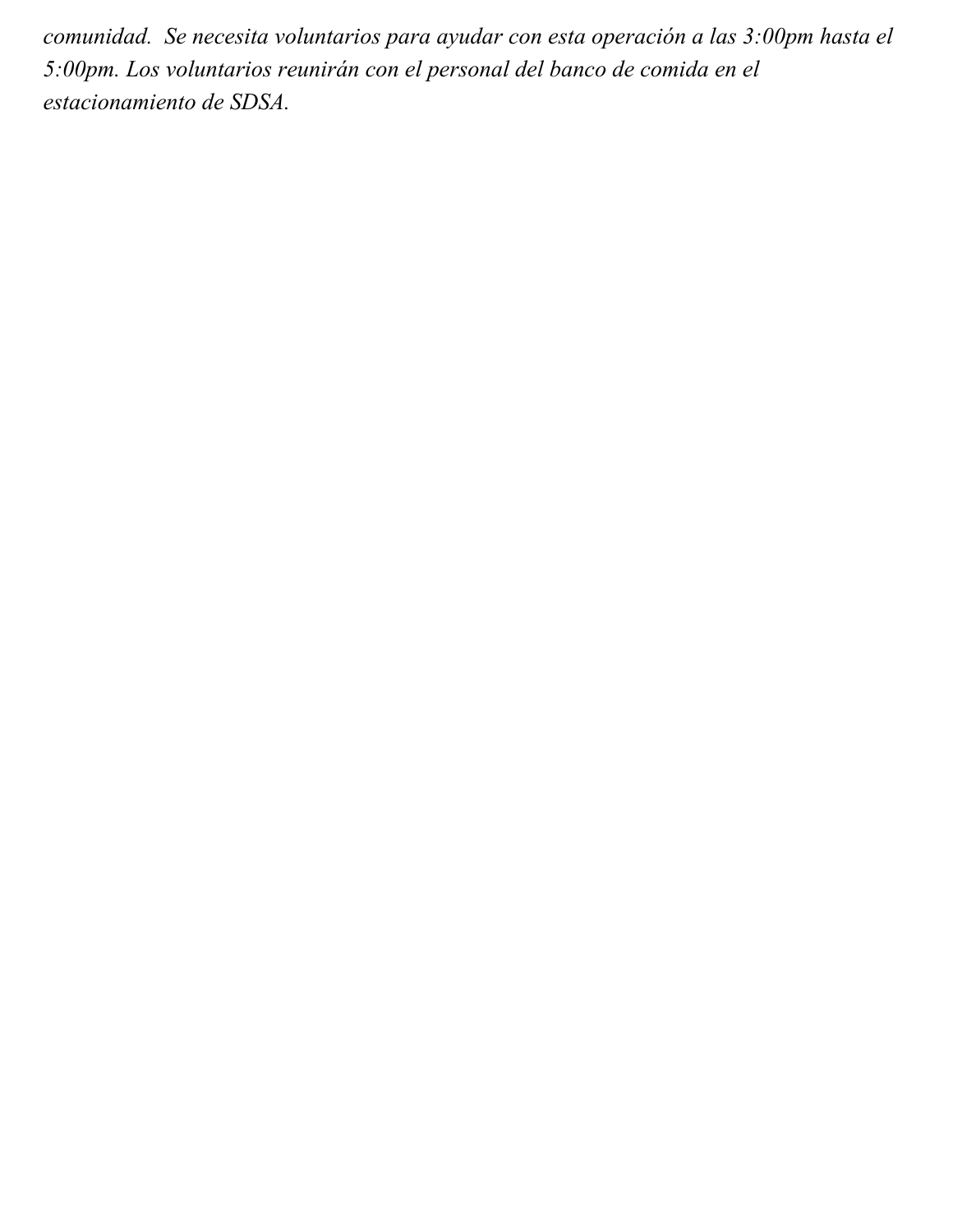*comunidad. Se necesita voluntarios para ayudar con esta operación a las 3:00pm hasta el 5:00pm. Los voluntarios reunirán con el personal del banco de comida en el estacionamiento de SDSA.*